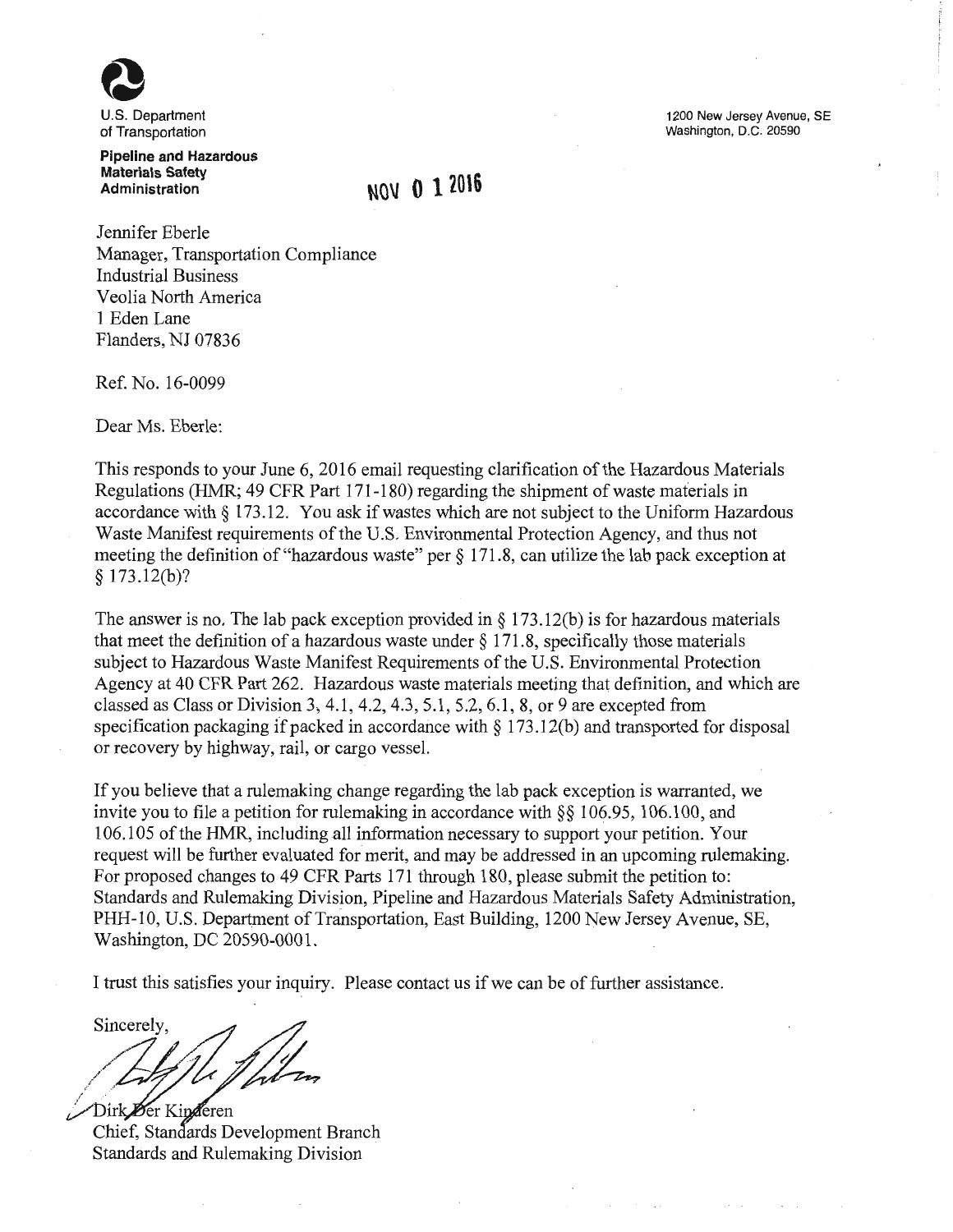U.S. Department of Transportation

**Pipeline and Hazardous Materials Safety Administration**

1200 New Jersey Avenue, SE
Washington, D.C. 20590

NOV 01 2016

Jennifer Eberle
Manager, Transportation Compliance
Industrial Business
Veolia North America
1 Eden Lane
Flanders, NJ 07836

Ref. No. 16-0099

Dear Ms. Eberle:

This responds to your June 6, 2016 email requesting clarification of the Hazardous Materials Regulations (HMR; 49 CFR Part 171-180) regarding the shipment of waste materials in accordance with § 173.12. You ask if wastes which are not subject to the Uniform Hazardous Waste Manifest requirements of the U.S. Environmental Protection Agency, and thus not meeting the definition of "hazardous waste" per § 171.8, can utilize the lab pack exception at § 173.12(b)?

The answer is no. The lab pack exception provided in § 173.12(b) is for hazardous materials that meet the definition of a hazardous waste under § 171.8, specifically those materials subject to Hazardous Waste Manifest Requirements of the U.S. Environmental Protection Agency at 40 CFR Part 262. Hazardous waste materials meeting that definition, and which are classed as Class or Division 3, 4.1, 4.2, 4.3, 5.1, 5.2, 6.1, 8, or 9 are excepted from specification packaging if packed in accordance with § 173.12(b) and transported for disposal or recovery by highway, rail, or cargo vessel.

If you believe that a rulemaking change regarding the lab pack exception is warranted, we invite you to file a petition for rulemaking in accordance with §§ 106.95, 106.100, and 106.105 of the HMR, including all information necessary to support your petition. Your request will be further evaluated for merit, and may be addressed in an upcoming rulemaking. For proposed changes to 49 CFR Parts 171 through 180, please submit the petition to: Standards and Rulemaking Division, Pipeline and Hazardous Materials Safety Administration, PHH-10, U.S. Department of Transportation, East Building, 1200 New Jersey Avenue, SE, Washington, DC 20590-0001.

I trust this satisfies your inquiry. Please contact us if we can be of further assistance.

Sincerely,

Dirk Der Kinderen
Chief, Standards Development Branch
Standards and Rulemaking Division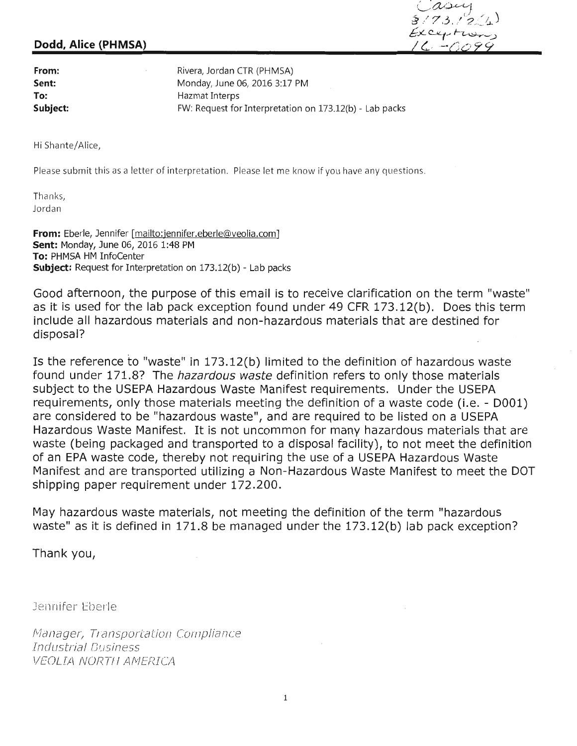Casey
§173.12(b)
Exceptions
16-0099

**Dodd, Alice (PHMSA)**

| | |
|---|---|
| **From:** | Rivera, Jordan CTR (PHMSA) |
| **Sent:** | Monday, June 06, 2016 3:17 PM |
| **To:** | Hazmat Interps |
| **Subject:** | FW: Request for Interpretation on 173.12(b) - Lab packs |

Hi Shante/Alice,

Please submit this as a letter of interpretation. Please let me know if you have any questions.

Thanks,
Jordan

**From:** Eberle, Jennifer [mailto:jennifer.eberle@veolia.com]
**Sent:** Monday, June 06, 2016 1:48 PM
**To:** PHMSA HM InfoCenter
**Subject:** Request for Interpretation on 173.12(b) - Lab packs

Good afternoon, the purpose of this email is to receive clarification on the term "waste" as it is used for the lab pack exception found under 49 CFR 173.12(b). Does this term include all hazardous materials and non-hazardous materials that are destined for disposal?

Is the reference to "waste" in 173.12(b) limited to the definition of hazardous waste found under 171.8? The *hazardous waste* definition refers to only those materials subject to the USEPA Hazardous Waste Manifest requirements. Under the USEPA requirements, only those materials meeting the definition of a waste code (i.e. - D001) are considered to be "hazardous waste", and are required to be listed on a USEPA Hazardous Waste Manifest. It is not uncommon for many hazardous materials that are waste (being packaged and transported to a disposal facility), to not meet the definition of an EPA waste code, thereby not requiring the use of a USEPA Hazardous Waste Manifest and are transported utilizing a Non-Hazardous Waste Manifest to meet the DOT shipping paper requirement under 172.200.

May hazardous waste materials, not meeting the definition of the term "hazardous waste" as it is defined in 171.8 be managed under the 173.12(b) lab pack exception?

Thank you,

Jennifer Eberle

*Manager, Transportation Compliance*
*Industrial Business*
*VEOLIA NORTH AMERICA*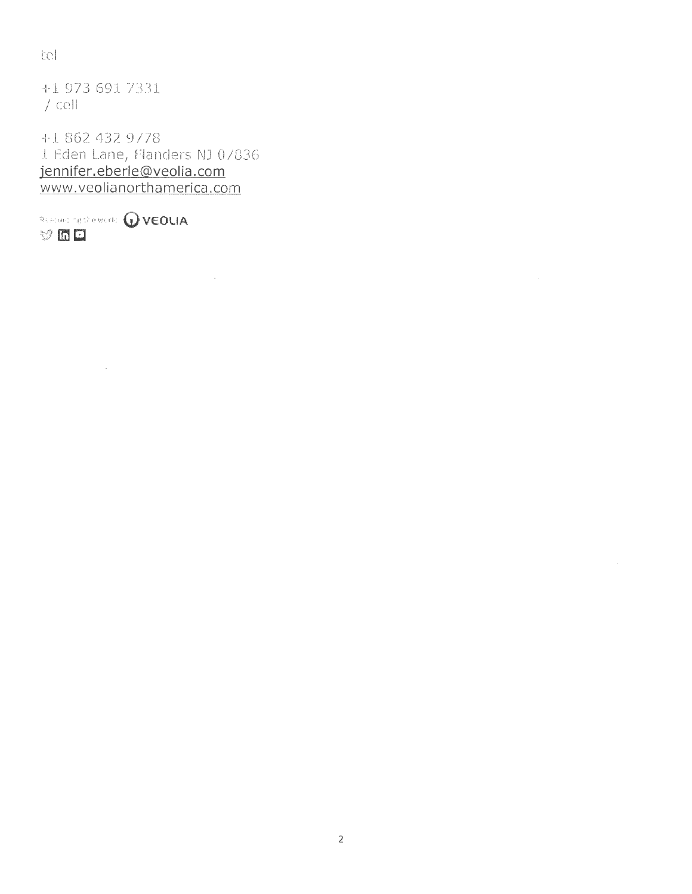tel

+1 973 691 7331
/ cell

+1 862 432 9778
1 Eden Lane, Flanders NJ 07836
jennifer.eberle@veolia.com
www.veolianorthamerica.com

Resourcing the world VEOLIA